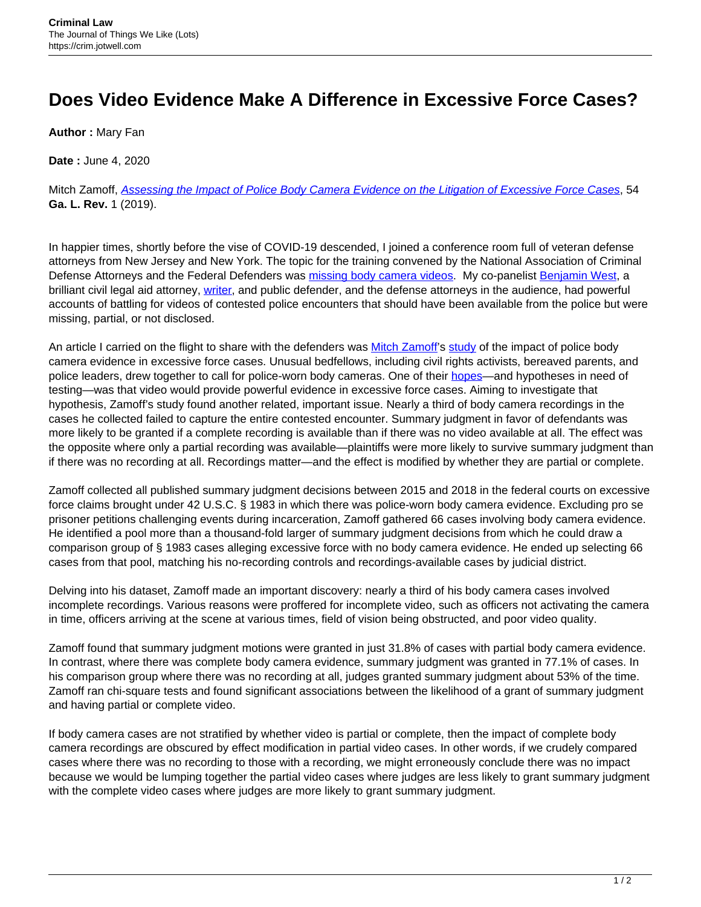# Does Video Evidence Make A Difference in Excessive Force Cases?

**Author :** Mary Fan

**Date :** June 4, 2020

Mitch Zamoff, *Assessing the Impact of Police Body Camera Evidence on the Litigation of Excessive Force Cases*, 54 **Ga. L. Rev.** 1 (2019).

In happier times, shortly before the vise of COVID-19 descended, I joined a conference room full of veteran defense attorneys from New Jersey and New York. The topic for the training convened by the National Association of Criminal Defense Attorneys and the Federal Defenders was missing body camera videos. My co-panelist Benjamin West, a brilliant civil legal aid attorney, writer, and public defender, and the defense attorneys in the audience, had powerful accounts of battling for videos of contested police encounters that should have been available from the police but were missing, partial, or not disclosed.

An article I carried on the flight to share with the defenders was Mitch Zamoff's study of the impact of police body camera evidence in excessive force cases. Unusual bedfellows, including civil rights activists, bereaved parents, and police leaders, drew together to call for police-worn body cameras. One of their hopes—and hypotheses in need of testing—was that video would provide powerful evidence in excessive force cases. Aiming to investigate that hypothesis, Zamoff's study found another related, important issue. Nearly a third of body camera recordings in the cases he collected failed to capture the entire contested encounter. Summary judgment in favor of defendants was more likely to be granted if a complete recording is available than if there was no video available at all. The effect was the opposite where only a partial recording was available—plaintiffs were more likely to survive summary judgment than if there was no recording at all. Recordings matter—and the effect is modified by whether they are partial or complete.

Zamoff collected all published summary judgment decisions between 2015 and 2018 in the federal courts on excessive force claims brought under 42 U.S.C. § 1983 in which there was police-worn body camera evidence. Excluding pro se prisoner petitions challenging events during incarceration, Zamoff gathered 66 cases involving body camera evidence. He identified a pool more than a thousand-fold larger of summary judgment decisions from which he could draw a comparison group of § 1983 cases alleging excessive force with no body camera evidence. He ended up selecting 66 cases from that pool, matching his no-recording controls and recordings-available cases by judicial district.

Delving into his dataset, Zamoff made an important discovery: nearly a third of his body camera cases involved incomplete recordings. Various reasons were proffered for incomplete video, such as officers not activating the camera in time, officers arriving at the scene at various times, field of vision being obstructed, and poor video quality.

Zamoff found that summary judgment motions were granted in just 31.8% of cases with partial body camera evidence. In contrast, where there was complete body camera evidence, summary judgment was granted in 77.1% of cases. In his comparison group where there was no recording at all, judges granted summary judgment about 53% of the time. Zamoff ran chi-square tests and found significant associations between the likelihood of a grant of summary judgment and having partial or complete video.

If body camera cases are not stratified by whether video is partial or complete, then the impact of complete body camera recordings are obscured by effect modification in partial video cases. In other words, if we crudely compared cases where there was no recording to those with a recording, we might erroneously conclude there was no impact because we would be lumping together the partial video cases where judges are less likely to grant summary judgment with the complete video cases where judges are more likely to grant summary judgment.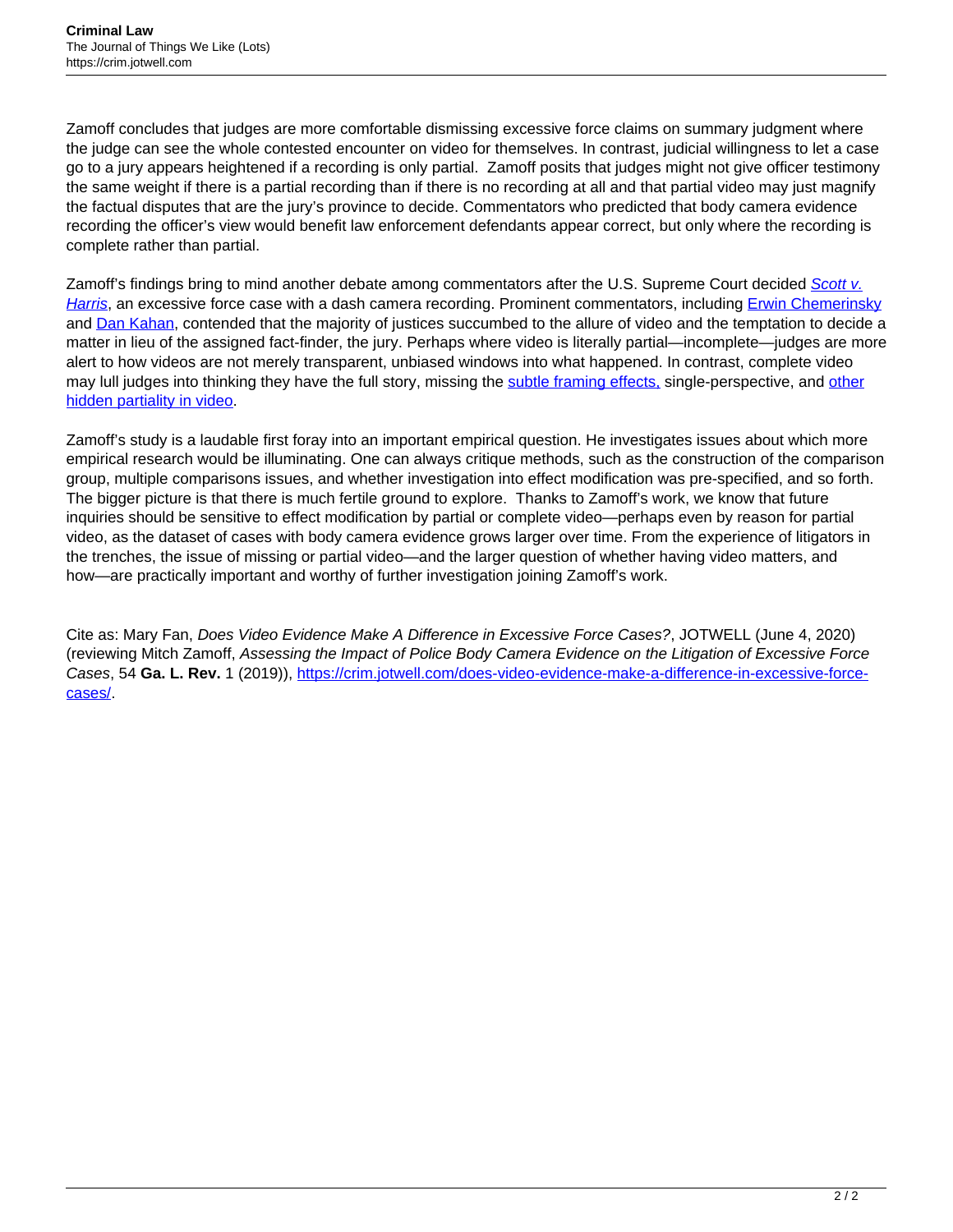Zamoff concludes that judges are more comfortable dismissing excessive force claims on summary judgment where the judge can see the whole contested encounter on video for themselves. In contrast, judicial willingness to let a case go to a jury appears heightened if a recording is only partial. Zamoff posits that judges might not give officer testimony the same weight if there is a partial recording than if there is no recording at all and that partial video may just magnify the factual disputes that are the jury's province to decide. Commentators who predicted that body camera evidence recording the officer's view would benefit law enforcement defendants appear correct, but only where the recording is complete rather than partial.

Zamoff's findings bring to mind another debate among commentators after the U.S. Supreme Court decided *Scott v. Harris*, an excessive force case with a dash camera recording. Prominent commentators, including Erwin Chemerinsky and Dan Kahan, contended that the majority of justices succumbed to the allure of video and the temptation to decide a matter in lieu of the assigned fact-finder, the jury. Perhaps where video is literally partial—incomplete—judges are more alert to how videos are not merely transparent, unbiased windows into what happened. In contrast, complete video may lull judges into thinking they have the full story, missing the subtle framing effects, single-perspective, and other hidden partiality in video.

Zamoff's study is a laudable first foray into an important empirical question. He investigates issues about which more empirical research would be illuminating. One can always critique methods, such as the construction of the comparison group, multiple comparisons issues, and whether investigation into effect modification was pre-specified, and so forth. The bigger picture is that there is much fertile ground to explore. Thanks to Zamoff's work, we know that future inquiries should be sensitive to effect modification by partial or complete video—perhaps even by reason for partial video, as the dataset of cases with body camera evidence grows larger over time. From the experience of litigators in the trenches, the issue of missing or partial video—and the larger question of whether having video matters, and how—are practically important and worthy of further investigation joining Zamoff's work.

Cite as: Mary Fan, *Does Video Evidence Make A Difference in Excessive Force Cases?*, JOTWELL (June 4, 2020) (reviewing Mitch Zamoff, *Assessing the Impact of Police Body Camera Evidence on the Litigation of Excessive Force Cases*, 54 **Ga. L. Rev.** 1 (2019)), https://crim.jotwell.com/does-video-evidence-make-a-difference-in-excessive-force-cases/.